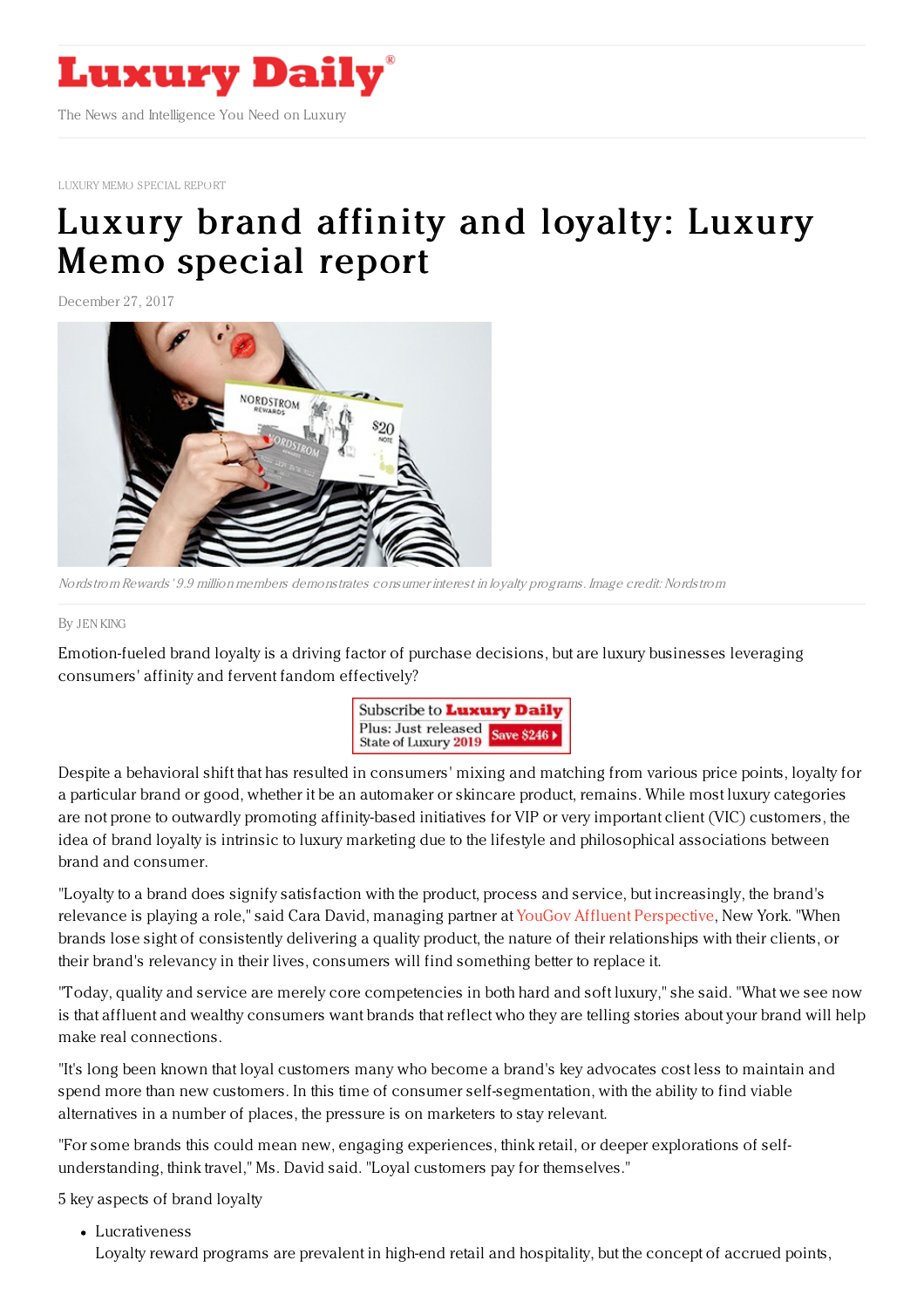# Luxury Daily

The News and Intelligence You Need on Luxury

LUXURY MEMO SPECIAL REPORT

# Luxury brand affinity and loyalty: Luxury Memo special report

December 27, 2017

*Nordstrom Rewards' 9.9 million members demonstrates consumer interest in loyalty programs. Image credit: Nordstrom*

By JEN KING

Emotion-fueled brand loyalty is a driving factor of purchase decisions, but are luxury businesses leveraging consumers' affinity and fervent fandom effectively?

Despite a behavioral shift that has resulted in consumers' mixing and matching from various price points, loyalty for a particular brand or good, whether it be an automaker or skincare product, remains. While most luxury categories are not prone to outwardly promoting affinity-based initiatives for VIP or very important client (VIC) customers, the idea of brand loyalty is intrinsic to luxury marketing due to the lifestyle and philosophical associations between brand and consumer.

"Loyalty to a brand does signify satisfaction with the product, process and service, but increasingly, the brand's relevance is playing a role," said Cara David, managing partner at YouGov Affluent Perspective, New York. "When brands lose sight of consistently delivering a quality product, the nature of their relationships with their clients, or their brand's relevancy in their lives, consumers will find something better to replace it.

"Today, quality and service are merely core competencies in both hard and soft luxury," she said. "What we see now is that affluent and wealthy consumers want brands that reflect who they are telling stories about your brand will help make real connections.

"It's long been known that loyal customers many who become a brand's key advocates cost less to maintain and spend more than new customers. In this time of consumer self-segmentation, with the ability to find viable alternatives in a number of places, the pressure is on marketers to stay relevant.

"For some brands this could mean new, engaging experiences, think retail, or deeper explorations of self-understanding, think travel," Ms. David said. "Loyal customers pay for themselves."

5 key aspects of brand loyalty

- Lucrativeness
  Loyalty reward programs are prevalent in high-end retail and hospitality, but the concept of accrued points,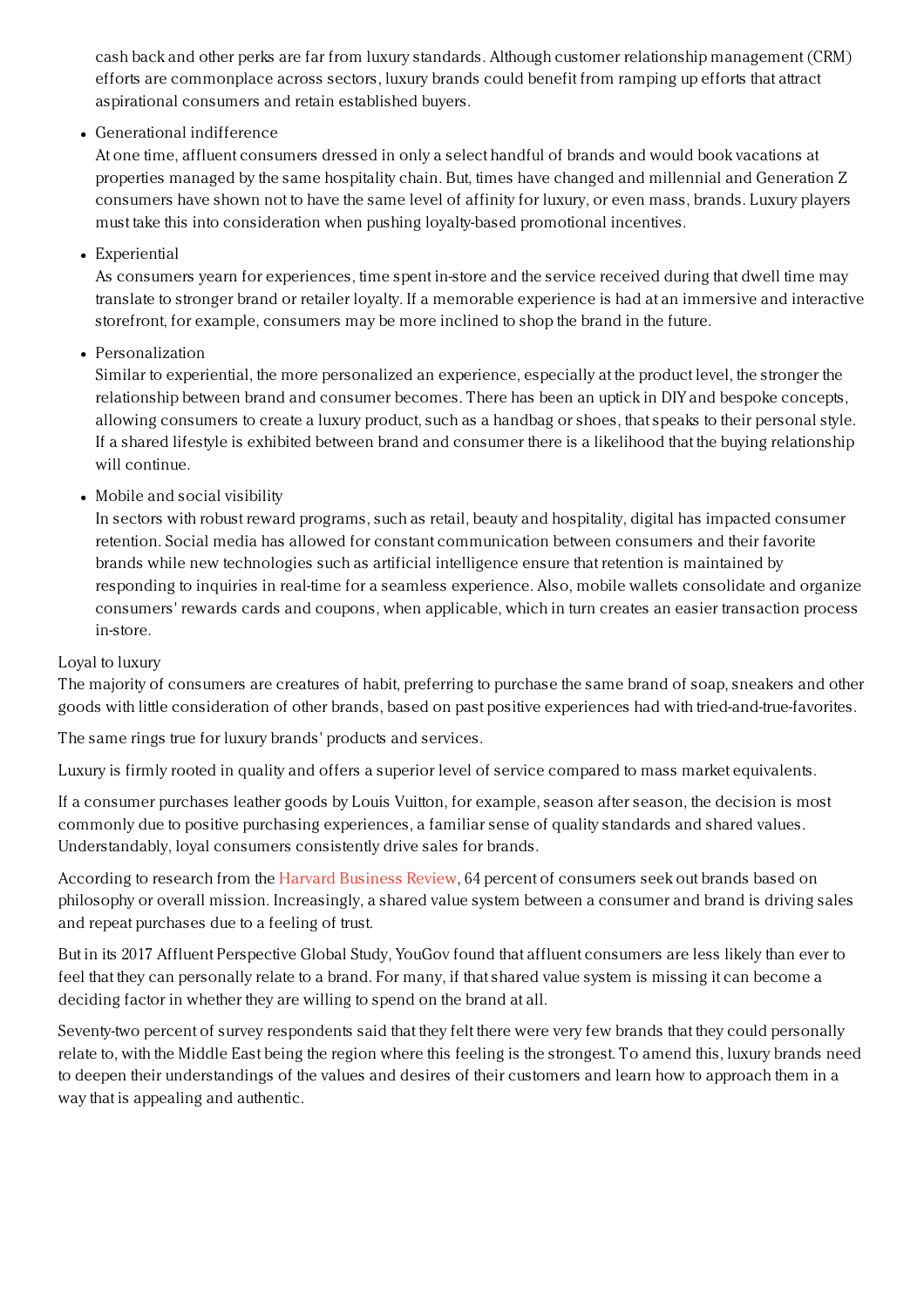cash back and other perks are far from luxury standards. Although customer relationship management (CRM) efforts are commonplace across sectors, luxury brands could benefit from ramping up efforts that attract aspirational consumers and retain established buyers.

- Generational indifference
  At one time, affluent consumers dressed in only a select handful of brands and would book vacations at properties managed by the same hospitality chain. But, times have changed and millennial and Generation Z consumers have shown not to have the same level of affinity for luxury, or even mass, brands. Luxury players must take this into consideration when pushing loyalty-based promotional incentives.

- Experiential
  As consumers yearn for experiences, time spent in-store and the service received during that dwell time may translate to stronger brand or retailer loyalty. If a memorable experience is had at an immersive and interactive storefront, for example, consumers may be more inclined to shop the brand in the future.

- Personalization
  Similar to experiential, the more personalized an experience, especially at the product level, the stronger the relationship between brand and consumer becomes. There has been an uptick in DIY and bespoke concepts, allowing consumers to create a luxury product, such as a handbag or shoes, that speaks to their personal style. If a shared lifestyle is exhibited between brand and consumer there is a likelihood that the buying relationship will continue.

- Mobile and social visibility
  In sectors with robust reward programs, such as retail, beauty and hospitality, digital has impacted consumer retention. Social media has allowed for constant communication between consumers and their favorite brands while new technologies such as artificial intelligence ensure that retention is maintained by responding to inquiries in real-time for a seamless experience. Also, mobile wallets consolidate and organize consumers' rewards cards and coupons, when applicable, which in turn creates an easier transaction process in-store.

Loyal to luxury

The majority of consumers are creatures of habit, preferring to purchase the same brand of soap, sneakers and other goods with little consideration of other brands, based on past positive experiences had with tried-and-true-favorites.

The same rings true for luxury brands' products and services.

Luxury is firmly rooted in quality and offers a superior level of service compared to mass market equivalents.

If a consumer purchases leather goods by Louis Vuitton, for example, season after season, the decision is most commonly due to positive purchasing experiences, a familiar sense of quality standards and shared values. Understandably, loyal consumers consistently drive sales for brands.

According to research from the Harvard Business Review, 64 percent of consumers seek out brands based on philosophy or overall mission. Increasingly, a shared value system between a consumer and brand is driving sales and repeat purchases due to a feeling of trust.

But in its 2017 Affluent Perspective Global Study, YouGov found that affluent consumers are less likely than ever to feel that they can personally relate to a brand. For many, if that shared value system is missing it can become a deciding factor in whether they are willing to spend on the brand at all.

Seventy-two percent of survey respondents said that they felt there were very few brands that they could personally relate to, with the Middle East being the region where this feeling is the strongest. To amend this, luxury brands need to deepen their understandings of the values and desires of their customers and learn how to approach them in a way that is appealing and authentic.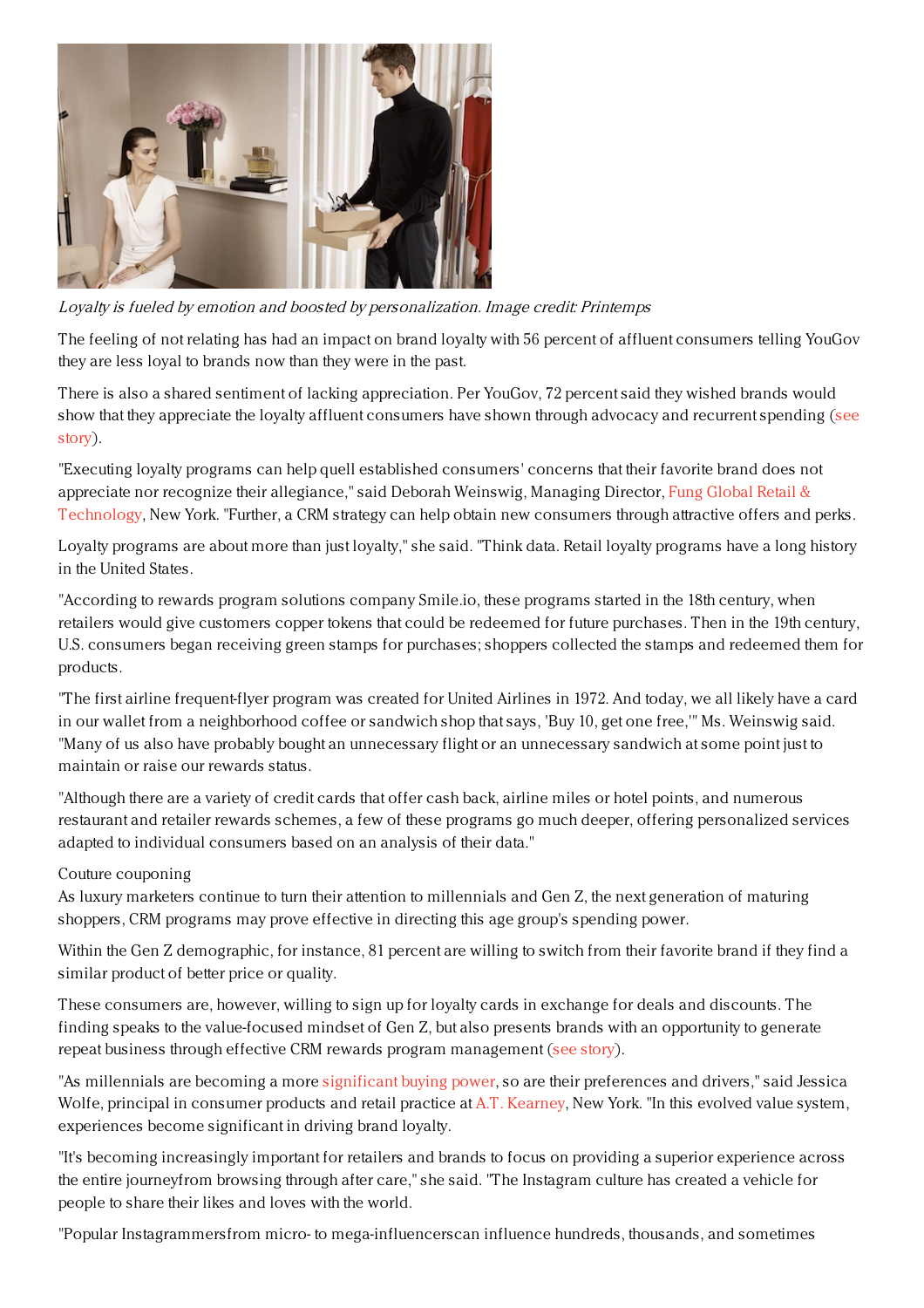*Loyalty is fueled by emotion and boosted by personalization. Image credit: Printemps*

The feeling of not relating has had an impact on brand loyalty with 56 percent of affluent consumers telling YouGov they are less loyal to brands now than they were in the past.

There is also a shared sentiment of lacking appreciation. Per YouGov, 72 percent said they wished brands would show that they appreciate the loyalty affluent consumers have shown through advocacy and recurrent spending (see story).

"Executing loyalty programs can help quell established consumers' concerns that their favorite brand does not appreciate nor recognize their allegiance," said Deborah Weinswig, Managing Director, Fung Global Retail & Technology, New York. "Further, a CRM strategy can help obtain new consumers through attractive offers and perks.

Loyalty programs are about more than just loyalty," she said. "Think data. Retail loyalty programs have a long history in the United States.

"According to rewards program solutions company Smile.io, these programs started in the 18th century, when retailers would give customers copper tokens that could be redeemed for future purchases. Then in the 19th century, U.S. consumers began receiving green stamps for purchases; shoppers collected the stamps and redeemed them for products.

"The first airline frequent-flyer program was created for United Airlines in 1972. And today, we all likely have a card in our wallet from a neighborhood coffee or sandwich shop that says, 'Buy 10, get one free,'" Ms. Weinswig said. "Many of us also have probably bought an unnecessary flight or an unnecessary sandwich at some point just to maintain or raise our rewards status.

"Although there are a variety of credit cards that offer cash back, airline miles or hotel points, and numerous restaurant and retailer rewards schemes, a few of these programs go much deeper, offering personalized services adapted to individual consumers based on an analysis of their data."

## Couture couponing

As luxury marketers continue to turn their attention to millennials and Gen Z, the next generation of maturing shoppers, CRM programs may prove effective in directing this age group's spending power.

Within the Gen Z demographic, for instance, 81 percent are willing to switch from their favorite brand if they find a similar product of better price or quality.

These consumers are, however, willing to sign up for loyalty cards in exchange for deals and discounts. The finding speaks to the value-focused mindset of Gen Z, but also presents brands with an opportunity to generate repeat business through effective CRM rewards program management (see story).

"As millennials are becoming a more significant buying power, so are their preferences and drivers," said Jessica Wolfe, principal in consumer products and retail practice at A.T. Kearney, New York. "In this evolved value system, experiences become significant in driving brand loyalty.

"It's becoming increasingly important for retailers and brands to focus on providing a superior experience across the entire journeyfrom browsing through after care," she said. "The Instagram culture has created a vehicle for people to share their likes and loves with the world.

"Popular Instagrammersfrom micro- to mega-influencerscan influence hundreds, thousands, and sometimes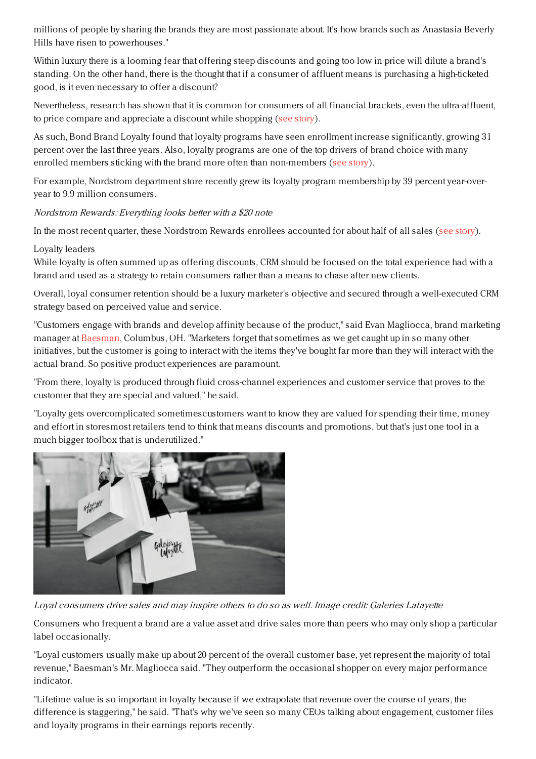millions of people by sharing the brands they are most passionate about. It's how brands such as Anastasia Beverly Hills have risen to powerhouses."

Within luxury there is a looming fear that offering steep discounts and going too low in price will dilute a brand's standing. On the other hand, there is the thought that if a consumer of affluent means is purchasing a high-ticketed good, is it even necessary to offer a discount?

Nevertheless, research has shown that it is common for consumers of all financial brackets, even the ultra-affluent, to price compare and appreciate a discount while shopping (see story).

As such, Bond Brand Loyalty found that loyalty programs have seen enrollment increase significantly, growing 31 percent over the last three years. Also, loyalty programs are one of the top drivers of brand choice with many enrolled members sticking with the brand more often than non-members (see story).

For example, Nordstrom department store recently grew its loyalty program membership by 39 percent year-over-year to 9.9 million consumers.

*Nordstrom Rewards: Everything looks better with a $20 note*

In the most recent quarter, these Nordstrom Rewards enrollees accounted for about half of all sales (see story).

## Loyalty leaders

While loyalty is often summed up as offering discounts, CRM should be focused on the total experience had with a brand and used as a strategy to retain consumers rather than a means to chase after new clients.

Overall, loyal consumer retention should be a luxury marketer's objective and secured through a well-executed CRM strategy based on perceived value and service.

"Customers engage with brands and develop affinity because of the product," said Evan Magliocca, brand marketing manager at Baesman, Columbus, OH. "Marketers forget that sometimes as we get caught up in so many other initiatives, but the customer is going to interact with the items they've bought far more than they will interact with the actual brand. So positive product experiences are paramount.

"From there, loyalty is produced through fluid cross-channel experiences and customer service that proves to the customer that they are special and valued," he said.

"Loyalty gets overcomplicated sometimescustomers want to know they are valued for spending their time, money and effort in storesmost retailers tend to think that means discounts and promotions, but that's just one tool in a much bigger toolbox that is underutilized."

*Loyal consumers drive sales and may inspire others to do so as well. Image credit: Galeries Lafayette*

Consumers who frequent a brand are a value asset and drive sales more than peers who may only shop a particular label occasionally.

"Loyal customers usually make up about 20 percent of the overall customer base, yet represent the majority of total revenue," Baesman's Mr. Magliocca said. "They outperform the occasional shopper on every major performance indicator.

"Lifetime value is so important in loyalty because if we extrapolate that revenue over the course of years, the difference is staggering," he said. "That's why we've seen so many CEOs talking about engagement, customer files and loyalty programs in their earnings reports recently.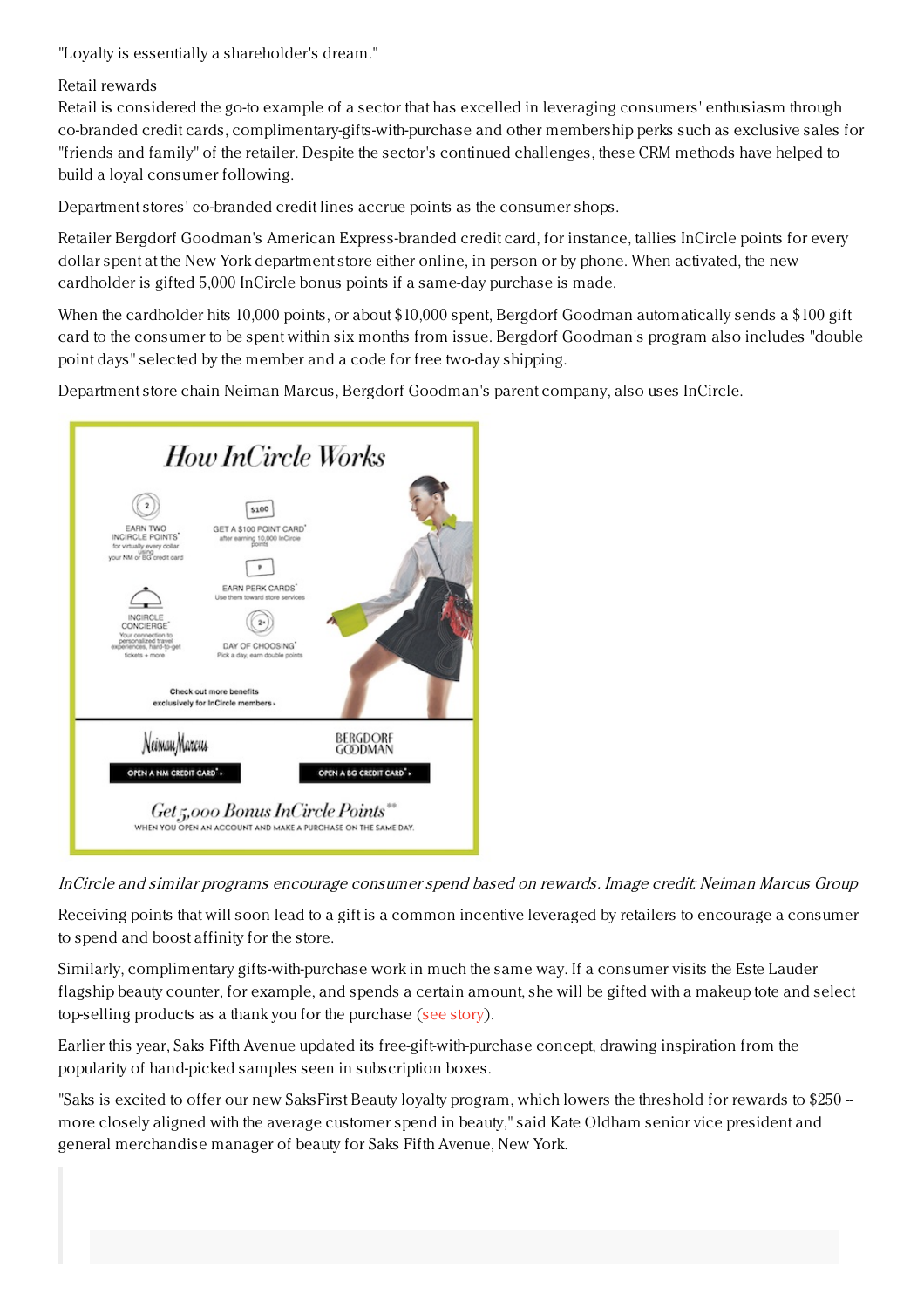"Loyalty is essentially a shareholder's dream."

Retail rewards

Retail is considered the go-to example of a sector that has excelled in leveraging consumers' enthusiasm through co-branded credit cards, complimentary-gifts-with-purchase and other membership perks such as exclusive sales for "friends and family" of the retailer. Despite the sector's continued challenges, these CRM methods have helped to build a loyal consumer following.

Department stores' co-branded credit lines accrue points as the consumer shops.

Retailer Bergdorf Goodman's American Express-branded credit card, for instance, tallies InCircle points for every dollar spent at the New York department store either online, in person or by phone. When activated, the new cardholder is gifted 5,000 InCircle bonus points if a same-day purchase is made.

When the cardholder hits 10,000 points, or about $10,000 spent, Bergdorf Goodman automatically sends a $100 gift card to the consumer to be spent within six months from issue. Bergdorf Goodman's program also includes "double point days" selected by the member and a code for free two-day shipping.

Department store chain Neiman Marcus, Bergdorf Goodman's parent company, also uses InCircle.

*InCircle and similar programs encourage consumer spend based on rewards. Image credit: Neiman Marcus Group*

Receiving points that will soon lead to a gift is a common incentive leveraged by retailers to encourage a consumer to spend and boost affinity for the store.

Similarly, complimentary gifts-with-purchase work in much the same way. If a consumer visits the Este Lauder flagship beauty counter, for example, and spends a certain amount, she will be gifted with a makeup tote and select top-selling products as a thank you for the purchase (see story).

Earlier this year, Saks Fifth Avenue updated its free-gift-with-purchase concept, drawing inspiration from the popularity of hand-picked samples seen in subscription boxes.

"Saks is excited to offer our new SaksFirst Beauty loyalty program, which lowers the threshold for rewards to $250 -- more closely aligned with the average customer spend in beauty," said Kate Oldham senior vice president and general merchandise manager of beauty for Saks Fifth Avenue, New York.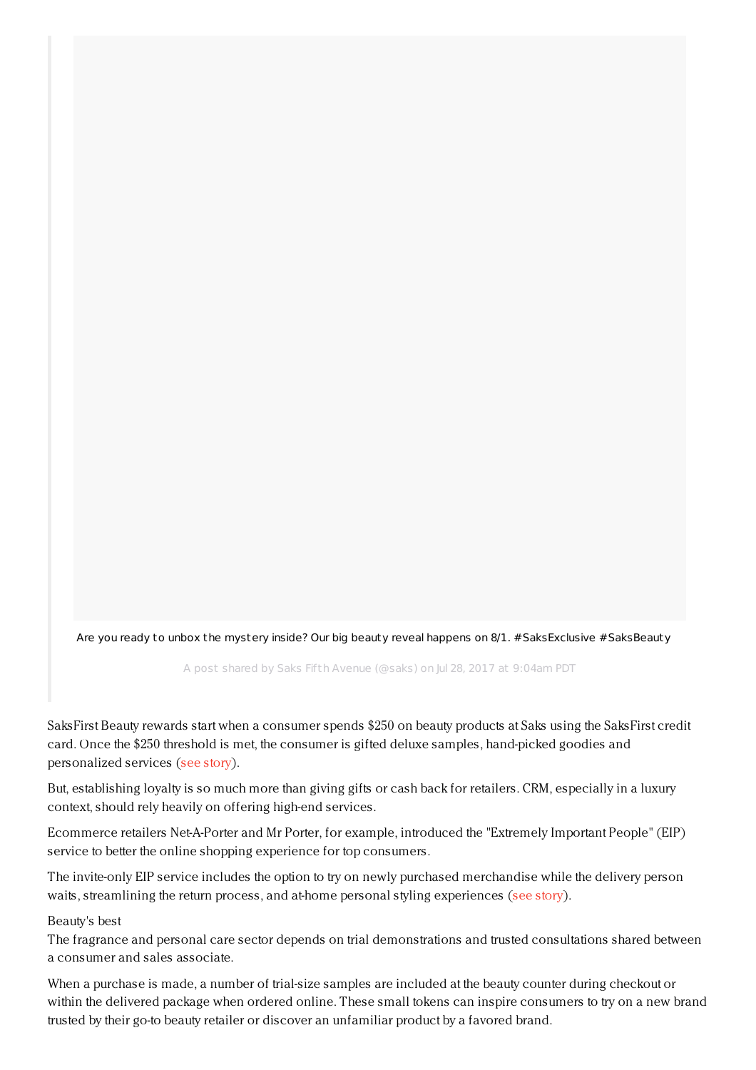Are you ready to unbox the mystery inside? Our big beauty reveal happens on 8/1. #SaksExclusive #SaksBeauty

A post shared by Saks Fifth Avenue (@saks) on Jul 28, 2017 at 9:04am PDT

SaksFirst Beauty rewards start when a consumer spends $250 on beauty products at Saks using the SaksFirst credit card. Once the $250 threshold is met, the consumer is gifted deluxe samples, hand-picked goodies and personalized services (see story).

But, establishing loyalty is so much more than giving gifts or cash back for retailers. CRM, especially in a luxury context, should rely heavily on offering high-end services.

Ecommerce retailers Net-A-Porter and Mr Porter, for example, introduced the "Extremely Important People" (EIP) service to better the online shopping experience for top consumers.

The invite-only EIP service includes the option to try on newly purchased merchandise while the delivery person waits, streamlining the return process, and at-home personal styling experiences (see story).

Beauty's best

The fragrance and personal care sector depends on trial demonstrations and trusted consultations shared between a consumer and sales associate.

When a purchase is made, a number of trial-size samples are included at the beauty counter during checkout or within the delivered package when ordered online. These small tokens can inspire consumers to try on a new brand trusted by their go-to beauty retailer or discover an unfamiliar product by a favored brand.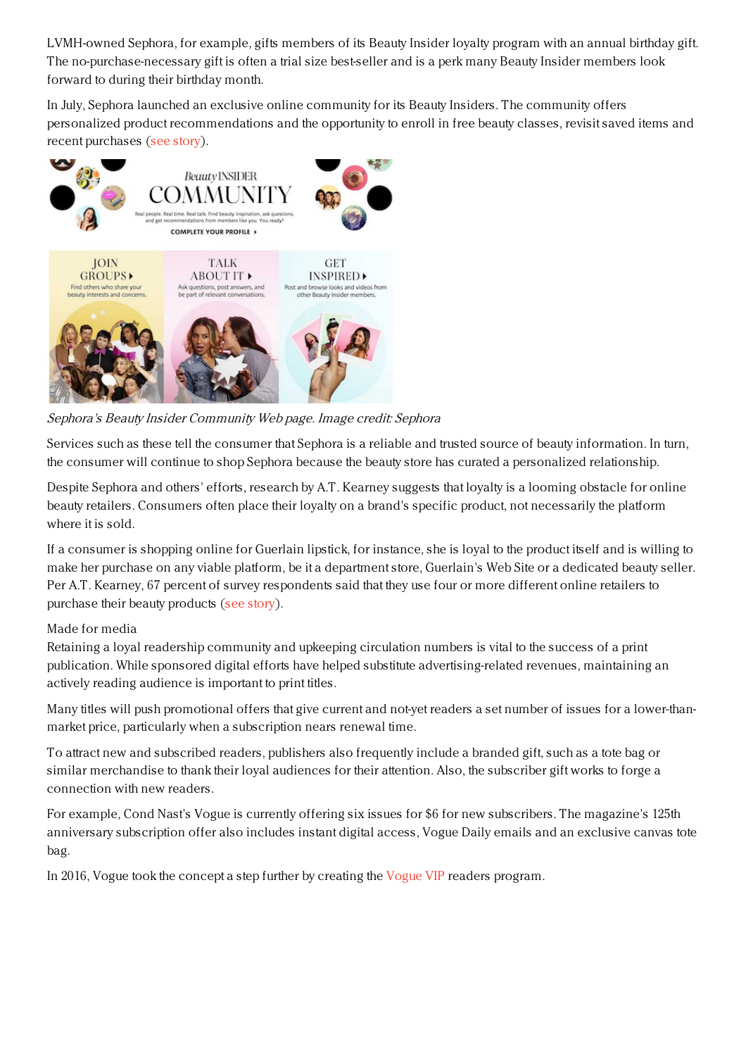LVMH-owned Sephora, for example, gifts members of its Beauty Insider loyalty program with an annual birthday gift. The no-purchase-necessary gift is often a trial size best-seller and is a perk many Beauty Insider members look forward to during their birthday month.

In July, Sephora launched an exclusive online community for its Beauty Insiders. The community offers personalized product recommendations and the opportunity to enroll in free beauty classes, revisit saved items and recent purchases (see story).

*Sephora's Beauty Insider Community Web page. Image credit: Sephora*

Services such as these tell the consumer that Sephora is a reliable and trusted source of beauty information. In turn, the consumer will continue to shop Sephora because the beauty store has curated a personalized relationship.

Despite Sephora and others' efforts, research by A.T. Kearney suggests that loyalty is a looming obstacle for online beauty retailers. Consumers often place their loyalty on a brand's specific product, not necessarily the platform where it is sold.

If a consumer is shopping online for Guerlain lipstick, for instance, she is loyal to the product itself and is willing to make her purchase on any viable platform, be it a department store, Guerlain's Web Site or a dedicated beauty seller. Per A.T. Kearney, 67 percent of survey respondents said that they use four or more different online retailers to purchase their beauty products (see story).

Made for media

Retaining a loyal readership community and upkeeping circulation numbers is vital to the success of a print publication. While sponsored digital efforts have helped substitute advertising-related revenues, maintaining an actively reading audience is important to print titles.

Many titles will push promotional offers that give current and not-yet readers a set number of issues for a lower-than-market price, particularly when a subscription nears renewal time.

To attract new and subscribed readers, publishers also frequently include a branded gift, such as a tote bag or similar merchandise to thank their loyal audiences for their attention. Also, the subscriber gift works to forge a connection with new readers.

For example, Cond Nast's Vogue is currently offering six issues for $6 for new subscribers. The magazine's 125th anniversary subscription offer also includes instant digital access, Vogue Daily emails and an exclusive canvas tote bag.

In 2016, Vogue took the concept a step further by creating the Vogue VIP readers program.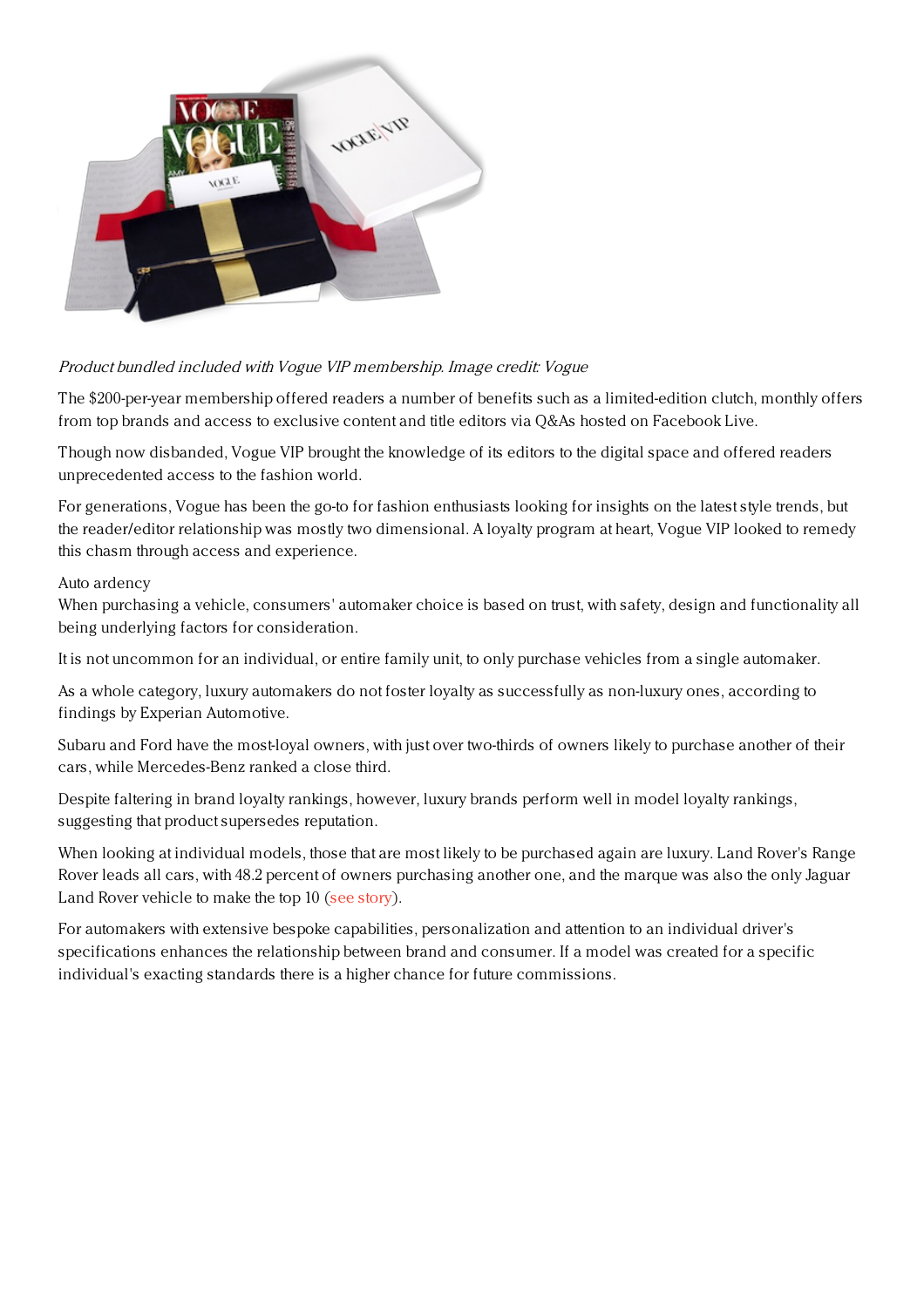*Product bundled included with Vogue VIP membership. Image credit: Vogue*

The $200-per-year membership offered readers a number of benefits such as a limited-edition clutch, monthly offers from top brands and access to exclusive content and title editors via Q&As hosted on Facebook Live.

Though now disbanded, Vogue VIP brought the knowledge of its editors to the digital space and offered readers unprecedented access to the fashion world.

For generations, Vogue has been the go-to for fashion enthusiasts looking for insights on the latest style trends, but the reader/editor relationship was mostly two dimensional. A loyalty program at heart, Vogue VIP looked to remedy this chasm through access and experience.

Auto ardency

When purchasing a vehicle, consumers' automaker choice is based on trust, with safety, design and functionality all being underlying factors for consideration.

It is not uncommon for an individual, or entire family unit, to only purchase vehicles from a single automaker.

As a whole category, luxury automakers do not foster loyalty as successfully as non-luxury ones, according to findings by Experian Automotive.

Subaru and Ford have the most-loyal owners, with just over two-thirds of owners likely to purchase another of their cars, while Mercedes-Benz ranked a close third.

Despite faltering in brand loyalty rankings, however, luxury brands perform well in model loyalty rankings, suggesting that product supersedes reputation.

When looking at individual models, those that are most likely to be purchased again are luxury. Land Rover's Range Rover leads all cars, with 48.2 percent of owners purchasing another one, and the marque was also the only Jaguar Land Rover vehicle to make the top 10 (see story).

For automakers with extensive bespoke capabilities, personalization and attention to an individual driver's specifications enhances the relationship between brand and consumer. If a model was created for a specific individual's exacting standards there is a higher chance for future commissions.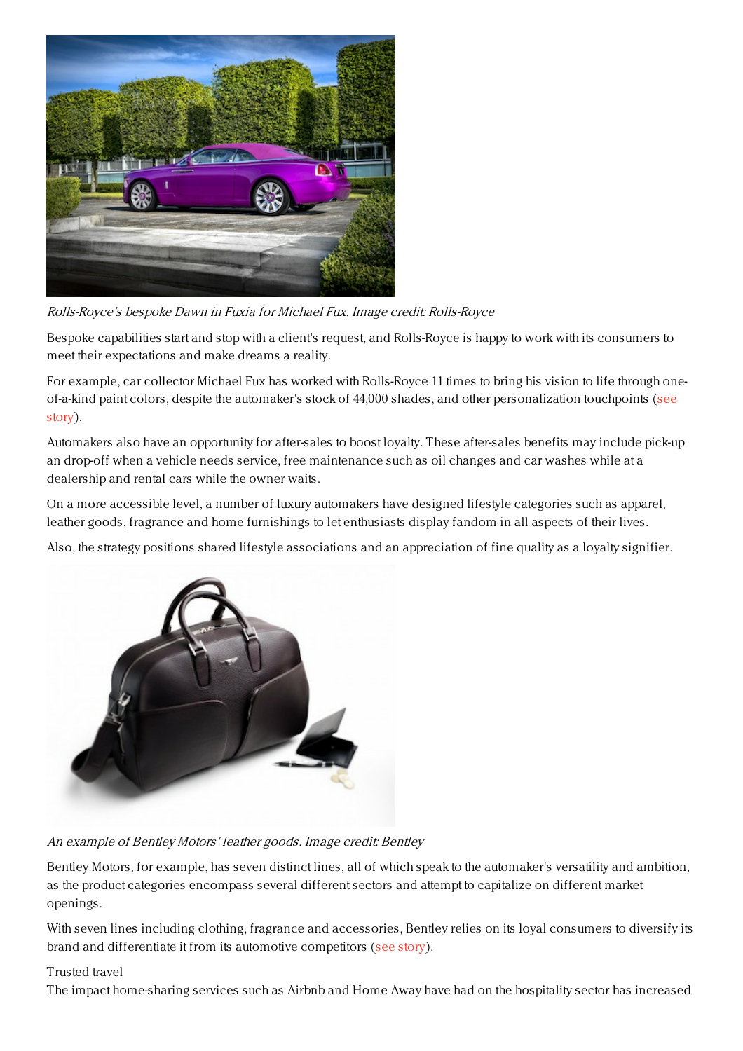*Rolls-Royce's bespoke Dawn in Fuxia for Michael Fux. Image credit: Rolls-Royce*

Bespoke capabilities start and stop with a client's request, and Rolls-Royce is happy to work with its consumers to meet their expectations and make dreams a reality.

For example, car collector Michael Fux has worked with Rolls-Royce 11 times to bring his vision to life through one-of-a-kind paint colors, despite the automaker's stock of 44,000 shades, and other personalization touchpoints (see story).

Automakers also have an opportunity for after-sales to boost loyalty. These after-sales benefits may include pick-up an drop-off when a vehicle needs service, free maintenance such as oil changes and car washes while at a dealership and rental cars while the owner waits.

On a more accessible level, a number of luxury automakers have designed lifestyle categories such as apparel, leather goods, fragrance and home furnishings to let enthusiasts display fandom in all aspects of their lives.

Also, the strategy positions shared lifestyle associations and an appreciation of fine quality as a loyalty signifier.

*An example of Bentley Motors' leather goods. Image credit: Bentley*

Bentley Motors, for example, has seven distinct lines, all of which speak to the automaker's versatility and ambition, as the product categories encompass several different sectors and attempt to capitalize on different market openings.

With seven lines including clothing, fragrance and accessories, Bentley relies on its loyal consumers to diversify its brand and differentiate it from its automotive competitors (see story).

Trusted travel

The impact home-sharing services such as Airbnb and Home Away have had on the hospitality sector has increased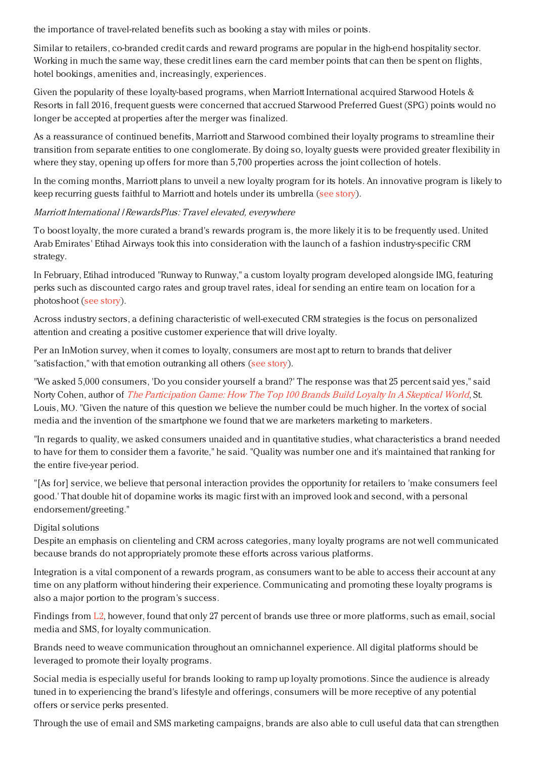the importance of travel-related benefits such as booking a stay with miles or points.

Similar to retailers, co-branded credit cards and reward programs are popular in the high-end hospitality sector. Working in much the same way, these credit lines earn the card member points that can then be spent on flights, hotel bookings, amenities and, increasingly, experiences.

Given the popularity of these loyalty-based programs, when Marriott International acquired Starwood Hotels & Resorts in fall 2016, frequent guests were concerned that accrued Starwood Preferred Guest (SPG) points would no longer be accepted at properties after the merger was finalized.

As a reassurance of continued benefits, Marriott and Starwood combined their loyalty programs to streamline their transition from separate entities to one conglomerate. By doing so, loyalty guests were provided greater flexibility in where they stay, opening up offers for more than 5,700 properties across the joint collection of hotels.

In the coming months, Marriott plans to unveil a new loyalty program for its hotels. An innovative program is likely to keep recurring guests faithful to Marriott and hotels under its umbrella (see story).

*Marriott International | RewardsPlus: Travel elevated, everywhere*

To boost loyalty, the more curated a brand's rewards program is, the more likely it is to be frequently used. United Arab Emirates' Etihad Airways took this into consideration with the launch of a fashion industry-specific CRM strategy.

In February, Etihad introduced "Runway to Runway," a custom loyalty program developed alongside IMG, featuring perks such as discounted cargo rates and group travel rates, ideal for sending an entire team on location for a photoshoot (see story).

Across industry sectors, a defining characteristic of well-executed CRM strategies is the focus on personalized attention and creating a positive customer experience that will drive loyalty.

Per an InMotion survey, when it comes to loyalty, consumers are most apt to return to brands that deliver "satisfaction," with that emotion outranking all others (see story).

"We asked 5,000 consumers, 'Do you consider yourself a brand?' The response was that 25 percent said yes," said Norty Cohen, author of *The Participation Game: How The Top 100 Brands Build Loyalty In A Skeptical World*, St. Louis, MO. "Given the nature of this question we believe the number could be much higher. In the vortex of social media and the invention of the smartphone we found that we are marketers marketing to marketers.

"In regards to quality, we asked consumers unaided and in quantitative studies, what characteristics a brand needed to have for them to consider them a favorite," he said. "Quality was number one and it's maintained that ranking for the entire five-year period.

"[As for] service, we believe that personal interaction provides the opportunity for retailers to 'make consumers feel good.' That double hit of dopamine works its magic first with an improved look and second, with a personal endorsement/greeting."

Digital solutions

Despite an emphasis on clienteling and CRM across categories, many loyalty programs are not well communicated because brands do not appropriately promote these efforts across various platforms.

Integration is a vital component of a rewards program, as consumers want to be able to access their account at any time on any platform without hindering their experience. Communicating and promoting these loyalty programs is also a major portion to the program's success.

Findings from L2, however, found that only 27 percent of brands use three or more platforms, such as email, social media and SMS, for loyalty communication.

Brands need to weave communication throughout an omnichannel experience. All digital platforms should be leveraged to promote their loyalty programs.

Social media is especially useful for brands looking to ramp up loyalty promotions. Since the audience is already tuned in to experiencing the brand's lifestyle and offerings, consumers will be more receptive of any potential offers or service perks presented.

Through the use of email and SMS marketing campaigns, brands are also able to cull useful data that can strengthen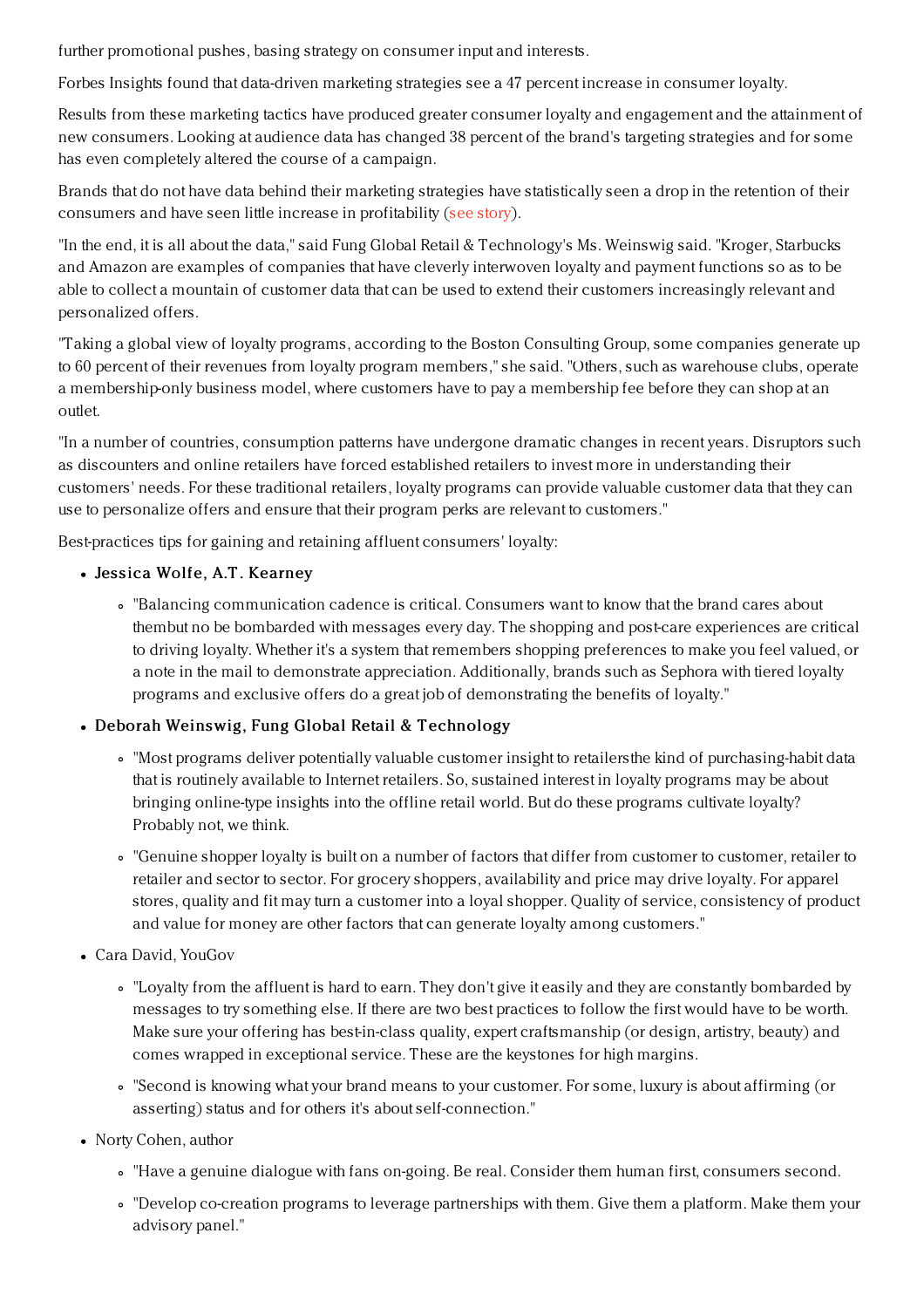further promotional pushes, basing strategy on consumer input and interests.

Forbes Insights found that data-driven marketing strategies see a 47 percent increase in consumer loyalty.

Results from these marketing tactics have produced greater consumer loyalty and engagement and the attainment of new consumers. Looking at audience data has changed 38 percent of the brand's targeting strategies and for some has even completely altered the course of a campaign.

Brands that do not have data behind their marketing strategies have statistically seen a drop in the retention of their consumers and have seen little increase in profitability (see story).

"In the end, it is all about the data," said Fung Global Retail & Technology's Ms. Weinswig said. "Kroger, Starbucks and Amazon are examples of companies that have cleverly interwoven loyalty and payment functions so as to be able to collect a mountain of customer data that can be used to extend their customers increasingly relevant and personalized offers.

"Taking a global view of loyalty programs, according to the Boston Consulting Group, some companies generate up to 60 percent of their revenues from loyalty program members," she said. "Others, such as warehouse clubs, operate a membership-only business model, where customers have to pay a membership fee before they can shop at an outlet.

"In a number of countries, consumption patterns have undergone dramatic changes in recent years. Disruptors such as discounters and online retailers have forced established retailers to invest more in understanding their customers' needs. For these traditional retailers, loyalty programs can provide valuable customer data that they can use to personalize offers and ensure that their program perks are relevant to customers."

Best-practices tips for gaining and retaining affluent consumers' loyalty:

- **Jessica Wolfe, A.T. Kearney**
  - "Balancing communication cadence is critical. Consumers want to know that the brand cares about thembut no be bombarded with messages every day. The shopping and post-care experiences are critical to driving loyalty. Whether it's a system that remembers shopping preferences to make you feel valued, or a note in the mail to demonstrate appreciation. Additionally, brands such as Sephora with tiered loyalty programs and exclusive offers do a great job of demonstrating the benefits of loyalty."
- **Deborah Weinswig, Fung Global Retail & Technology**
  - "Most programs deliver potentially valuable customer insight to retailersthe kind of purchasing-habit data that is routinely available to Internet retailers. So, sustained interest in loyalty programs may be about bringing online-type insights into the offline retail world. But do these programs cultivate loyalty? Probably not, we think.
  - "Genuine shopper loyalty is built on a number of factors that differ from customer to customer, retailer to retailer and sector to sector. For grocery shoppers, availability and price may drive loyalty. For apparel stores, quality and fit may turn a customer into a loyal shopper. Quality of service, consistency of product and value for money are other factors that can generate loyalty among customers."
- Cara David, YouGov
  - "Loyalty from the affluent is hard to earn. They don't give it easily and they are constantly bombarded by messages to try something else. If there are two best practices to follow the first would have to be worth. Make sure your offering has best-in-class quality, expert craftsmanship (or design, artistry, beauty) and comes wrapped in exceptional service. These are the keystones for high margins.
  - "Second is knowing what your brand means to your customer. For some, luxury is about affirming (or asserting) status and for others it's about self-connection."
- Norty Cohen, author
  - "Have a genuine dialogue with fans on-going. Be real. Consider them human first, consumers second.
  - "Develop co-creation programs to leverage partnerships with them. Give them a platform. Make them your advisory panel."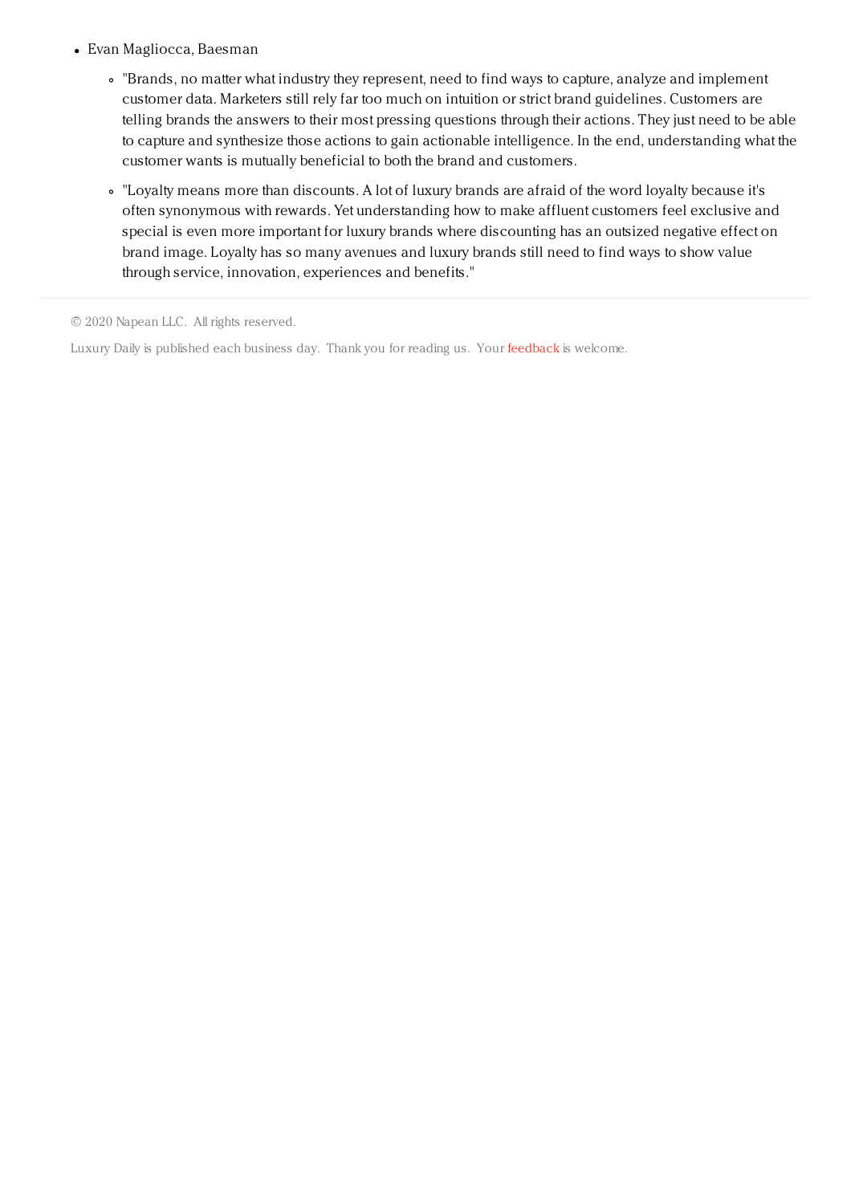- Evan Magliocca, Baesman
  - "Brands, no matter what industry they represent, need to find ways to capture, analyze and implement customer data. Marketers still rely far too much on intuition or strict brand guidelines. Customers are telling brands the answers to their most pressing questions through their actions. They just need to be able to capture and synthesize those actions to gain actionable intelligence. In the end, understanding what the customer wants is mutually beneficial to both the brand and customers.
  - "Loyalty means more than discounts. A lot of luxury brands are afraid of the word loyalty because it's often synonymous with rewards. Yet understanding how to make affluent customers feel exclusive and special is even more important for luxury brands where discounting has an outsized negative effect on brand image. Loyalty has so many avenues and luxury brands still need to find ways to show value through service, innovation, experiences and benefits."

---

© 2020 Napean LLC. All rights reserved.

Luxury Daily is published each business day. Thank you for reading us. Your feedback is welcome.